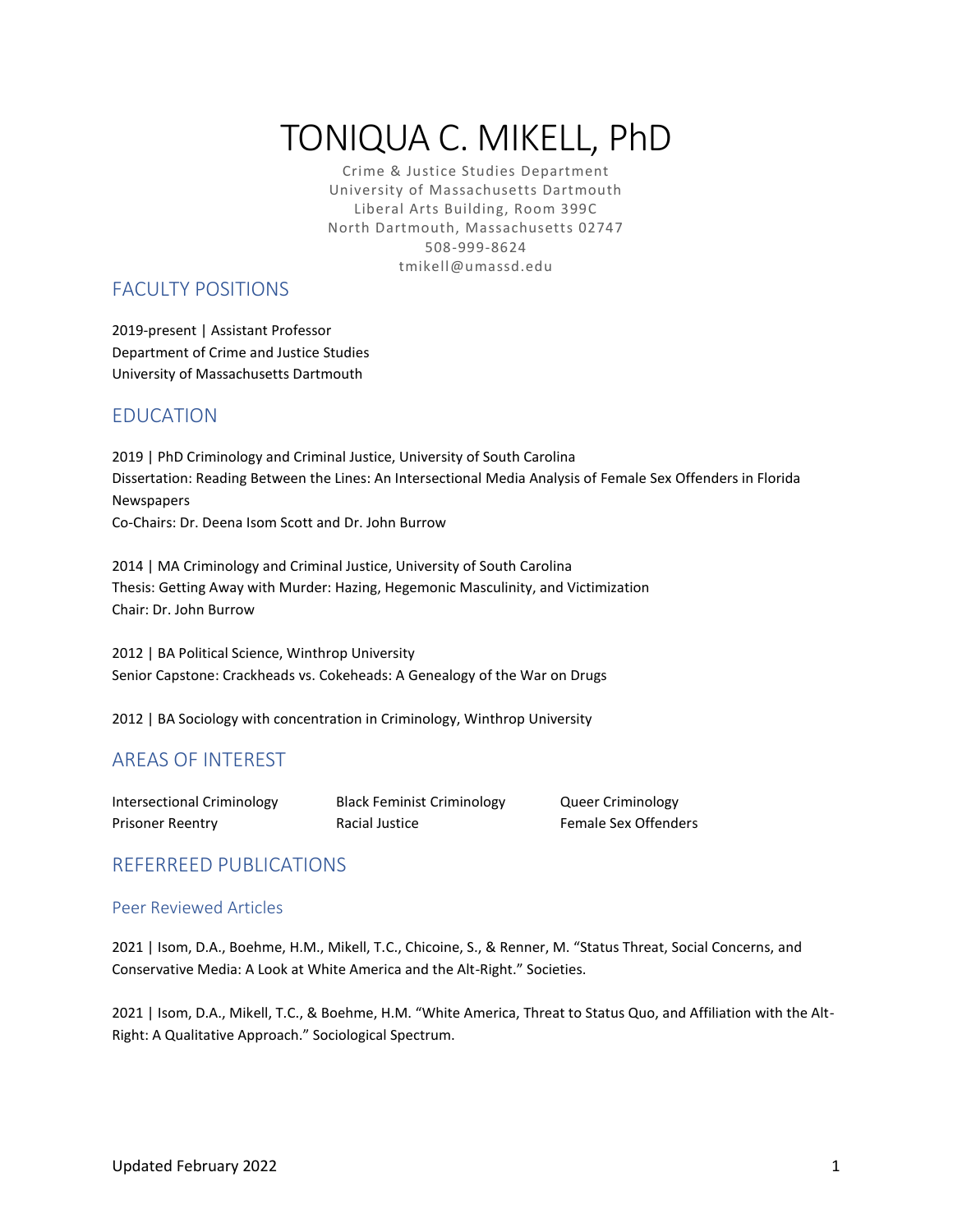# TONIQUA C. MIKELL, PhD

Crime & Justice Studies Department
University of Massachusetts Dartmouth
Liberal Arts Building, Room 399C
North Dartmouth, Massachusetts 02747
508-999-8624
tmikell@umassd.edu

## FACULTY POSITIONS

2019-present | Assistant Professor
Department of Crime and Justice Studies
University of Massachusetts Dartmouth

## EDUCATION

2019 | PhD Criminology and Criminal Justice, University of South Carolina
Dissertation: Reading Between the Lines: An Intersectional Media Analysis of Female Sex Offenders in Florida Newspapers
Co-Chairs: Dr. Deena Isom Scott and Dr. John Burrow

2014 | MA Criminology and Criminal Justice, University of South Carolina
Thesis: Getting Away with Murder: Hazing, Hegemonic Masculinity, and Victimization
Chair: Dr. John Burrow

2012 | BA Political Science, Winthrop University
Senior Capstone: Crackheads vs. Cokeheads: A Genealogy of the War on Drugs

2012 | BA Sociology with concentration in Criminology, Winthrop University

## AREAS OF INTEREST

- Intersectional Criminology
- Prisoner Reentry
- Black Feminist Criminology
- Racial Justice
- Queer Criminology
- Female Sex Offenders

## REFERREED PUBLICATIONS

### Peer Reviewed Articles

2021 | Isom, D.A., Boehme, H.M., Mikell, T.C., Chicoine, S., & Renner, M. "Status Threat, Social Concerns, and Conservative Media: A Look at White America and the Alt-Right." Societies.

2021 | Isom, D.A., Mikell, T.C., & Boehme, H.M. "White America, Threat to Status Quo, and Affiliation with the Alt-Right: A Qualitative Approach." Sociological Spectrum.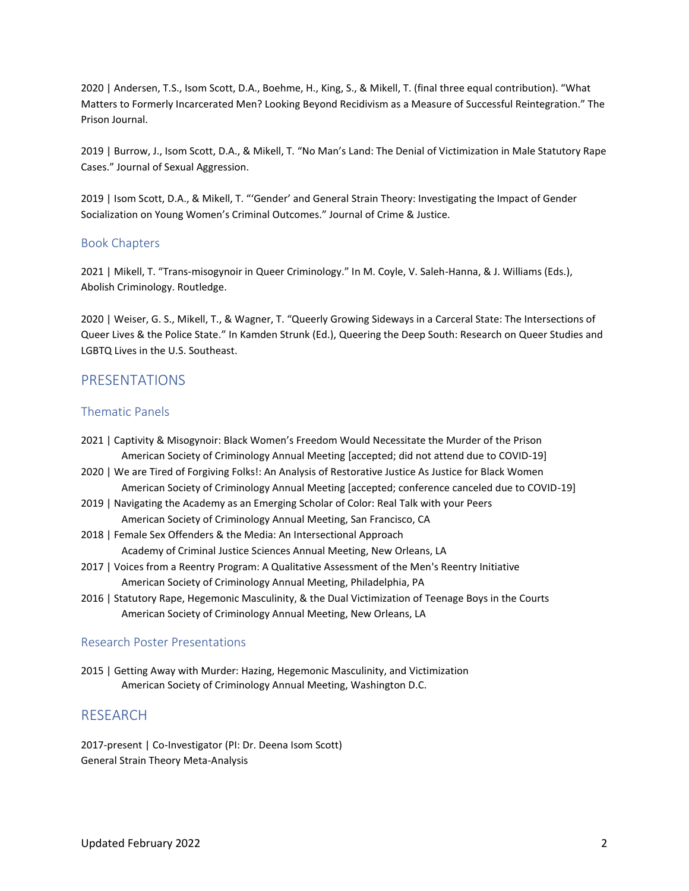2020 | Andersen, T.S., Isom Scott, D.A., Boehme, H., King, S., & Mikell, T. (final three equal contribution). "What Matters to Formerly Incarcerated Men? Looking Beyond Recidivism as a Measure of Successful Reintegration." The Prison Journal.

2019 | Burrow, J., Isom Scott, D.A., & Mikell, T. "No Man's Land: The Denial of Victimization in Male Statutory Rape Cases." Journal of Sexual Aggression.

2019 | Isom Scott, D.A., & Mikell, T. "'Gender' and General Strain Theory: Investigating the Impact of Gender Socialization on Young Women's Criminal Outcomes." Journal of Crime & Justice.

### Book Chapters

2021 | Mikell, T. "Trans-misogynoir in Queer Criminology." In M. Coyle, V. Saleh-Hanna, & J. Williams (Eds.), Abolish Criminology. Routledge.

2020 | Weiser, G. S., Mikell, T., & Wagner, T. "Queerly Growing Sideways in a Carceral State: The Intersections of Queer Lives & the Police State." In Kamden Strunk (Ed.), Queering the Deep South: Research on Queer Studies and LGBTQ Lives in the U.S. Southeast.

## PRESENTATIONS

### Thematic Panels

2021 | Captivity & Misogynoir: Black Women's Freedom Would Necessitate the Murder of the Prison
American Society of Criminology Annual Meeting [accepted; did not attend due to COVID-19]

2020 | We are Tired of Forgiving Folks!: An Analysis of Restorative Justice As Justice for Black Women
American Society of Criminology Annual Meeting [accepted; conference canceled due to COVID-19]

2019 | Navigating the Academy as an Emerging Scholar of Color: Real Talk with your Peers
American Society of Criminology Annual Meeting, San Francisco, CA

2018 | Female Sex Offenders & the Media: An Intersectional Approach
Academy of Criminal Justice Sciences Annual Meeting, New Orleans, LA

2017 | Voices from a Reentry Program: A Qualitative Assessment of the Men's Reentry Initiative
American Society of Criminology Annual Meeting, Philadelphia, PA

2016 | Statutory Rape, Hegemonic Masculinity, & the Dual Victimization of Teenage Boys in the Courts
American Society of Criminology Annual Meeting, New Orleans, LA

### Research Poster Presentations

2015 | Getting Away with Murder: Hazing, Hegemonic Masculinity, and Victimization
American Society of Criminology Annual Meeting, Washington D.C.

## RESEARCH

2017-present | Co-Investigator (PI: Dr. Deena Isom Scott)
General Strain Theory Meta-Analysis

Updated February 2022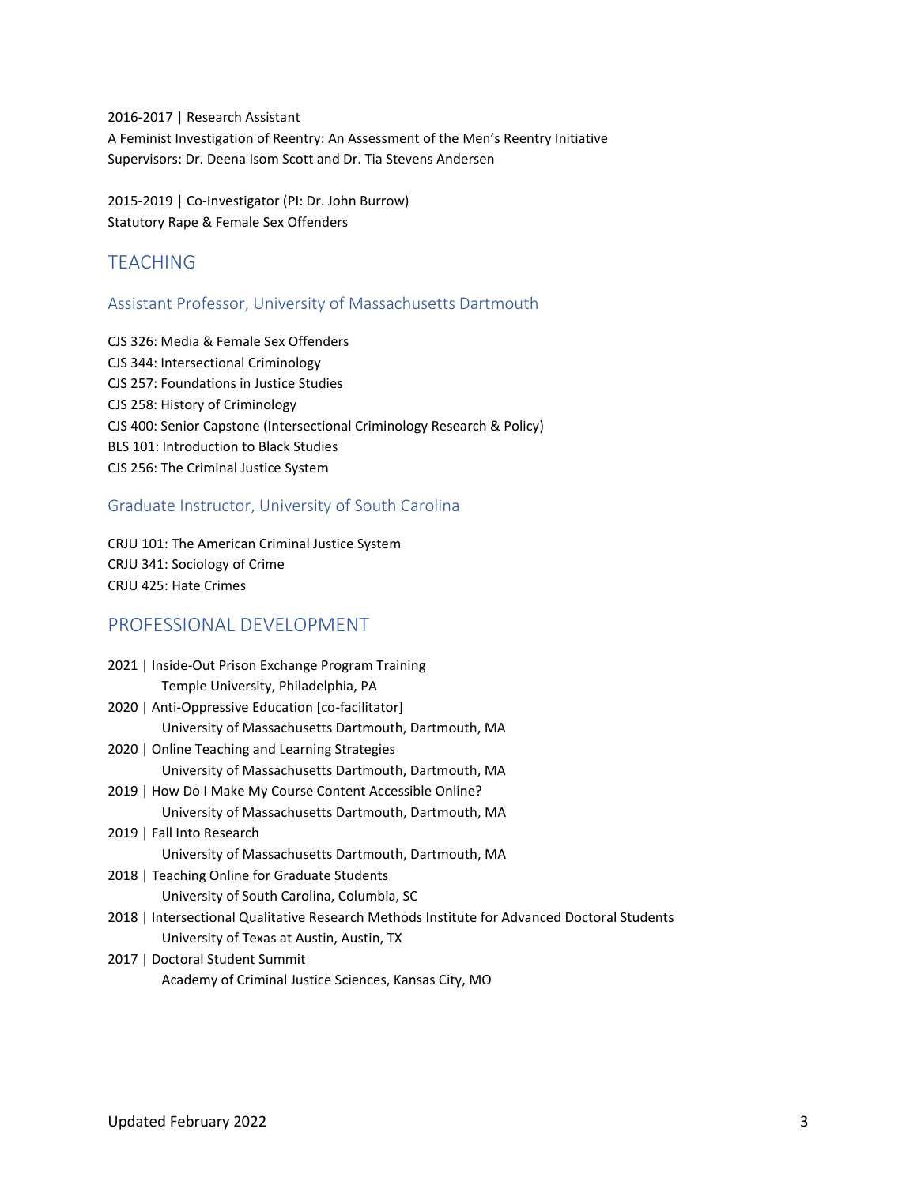2016-2017 | Research Assistant
A Feminist Investigation of Reentry: An Assessment of the Men's Reentry Initiative
Supervisors: Dr. Deena Isom Scott and Dr. Tia Stevens Andersen

2015-2019 | Co-Investigator (PI: Dr. John Burrow)
Statutory Rape & Female Sex Offenders

## TEACHING

### Assistant Professor, University of Massachusetts Dartmouth

CJS 326: Media & Female Sex Offenders
CJS 344: Intersectional Criminology
CJS 257: Foundations in Justice Studies
CJS 258: History of Criminology
CJS 400: Senior Capstone (Intersectional Criminology Research & Policy)
BLS 101: Introduction to Black Studies
CJS 256: The Criminal Justice System

### Graduate Instructor, University of South Carolina

CRJU 101: The American Criminal Justice System
CRJU 341: Sociology of Crime
CRJU 425: Hate Crimes

## PROFESSIONAL DEVELOPMENT

2021 | Inside-Out Prison Exchange Program Training
Temple University, Philadelphia, PA

2020 | Anti-Oppressive Education [co-facilitator]
University of Massachusetts Dartmouth, Dartmouth, MA

2020 | Online Teaching and Learning Strategies
University of Massachusetts Dartmouth, Dartmouth, MA

2019 | How Do I Make My Course Content Accessible Online?
University of Massachusetts Dartmouth, Dartmouth, MA

2019 | Fall Into Research
University of Massachusetts Dartmouth, Dartmouth, MA

2018 | Teaching Online for Graduate Students
University of South Carolina, Columbia, SC

2018 | Intersectional Qualitative Research Methods Institute for Advanced Doctoral Students
University of Texas at Austin, Austin, TX

2017 | Doctoral Student Summit
Academy of Criminal Justice Sciences, Kansas City, MO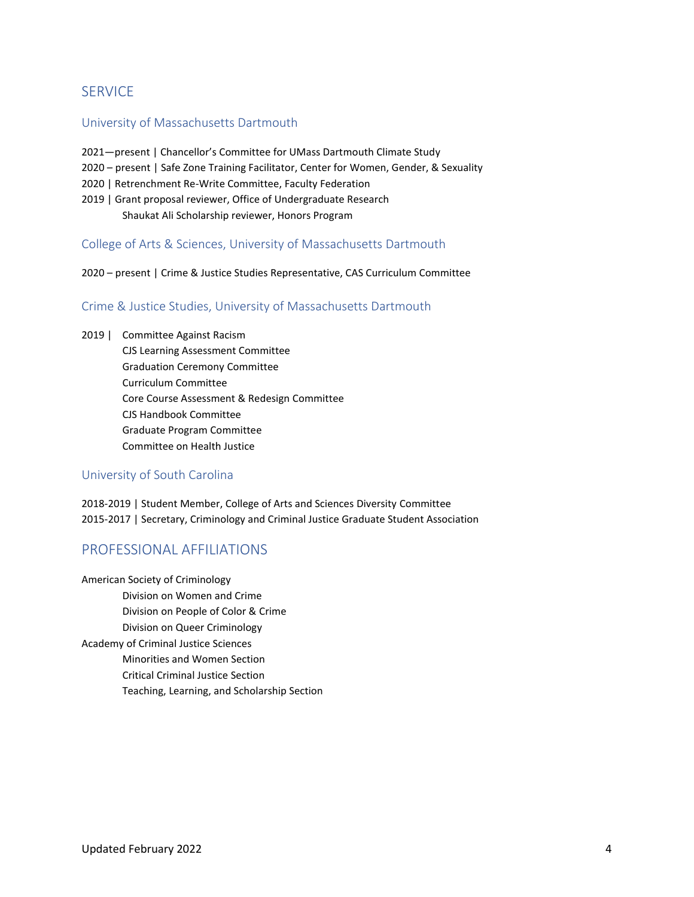## SERVICE

### University of Massachusetts Dartmouth

2021—present | Chancellor's Committee for UMass Dartmouth Climate Study
2020 – present | Safe Zone Training Facilitator, Center for Women, Gender, & Sexuality
2020 | Retrenchment Re-Write Committee, Faculty Federation
2019 | Grant proposal reviewer, Office of Undergraduate Research
Shaukat Ali Scholarship reviewer, Honors Program

### College of Arts & Sciences, University of Massachusetts Dartmouth

2020 – present | Crime & Justice Studies Representative, CAS Curriculum Committee

### Crime & Justice Studies, University of Massachusetts Dartmouth

2019 | Committee Against Racism
CJS Learning Assessment Committee
Graduation Ceremony Committee
Curriculum Committee
Core Course Assessment & Redesign Committee
CJS Handbook Committee
Graduate Program Committee
Committee on Health Justice

### University of South Carolina

2018-2019 | Student Member, College of Arts and Sciences Diversity Committee
2015-2017 | Secretary, Criminology and Criminal Justice Graduate Student Association

## PROFESSIONAL AFFILIATIONS

American Society of Criminology
- Division on Women and Crime
- Division on People of Color & Crime
- Division on Queer Criminology

Academy of Criminal Justice Sciences
- Minorities and Women Section
- Critical Criminal Justice Section
- Teaching, Learning, and Scholarship Section

Updated February 2022